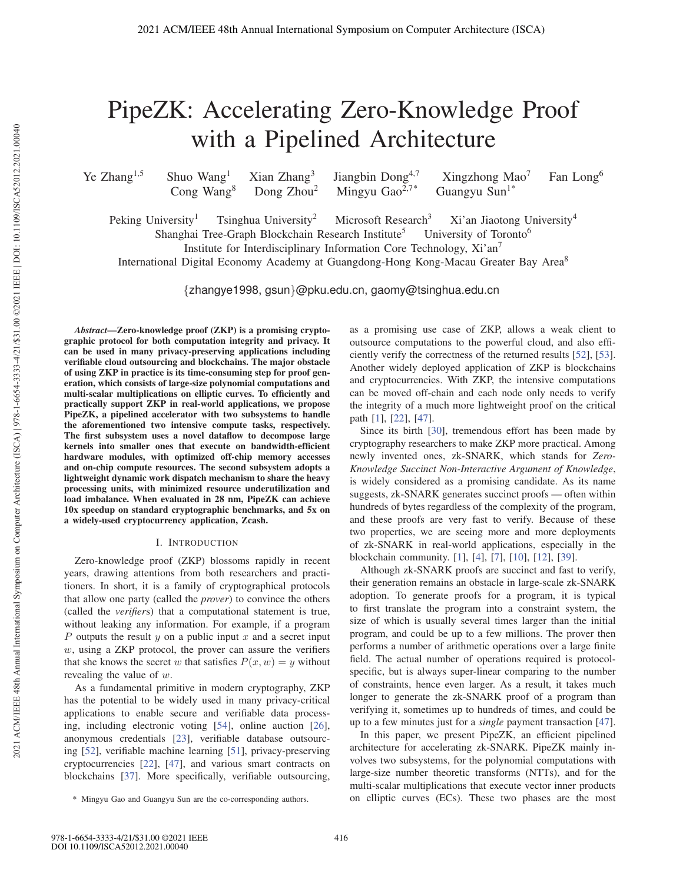# PipeZK: Accelerating Zero-Knowledge Proof with a Pipelined Architecture

Ye Zhang[1,5] Shuo Wang[1] Xian Zhang[3] Jiangbin Dong[4,7] Xingzhong Mao[7] Fan Long[6] Cong Wang[8] Dong Zhou[2] Mingyu Gao[2,7*] Guangyu Sun[1*]

Peking University[1] Tsinghua University[2] Microsoft Research[3] Xi'an Jiaotong University[4]
Shanghai Tree-Graph Blockchain Research Institute[5] University of Toronto[6]
Institute for Interdisciplinary Information Core Technology, Xi'an[7]
International Digital Economy Academy at Guangdong-Hong Kong-Macau Greater Bay Area[8]

{zhangye1998, gsun}@pku.edu.cn, gaomy@tsinghua.edu.cn

***Abstract*—Zero-knowledge proof (ZKP) is a promising cryptographic protocol for both computation integrity and privacy. It can be used in many privacy-preserving applications including verifiable cloud outsourcing and blockchains. The major obstacle of using ZKP in practice is its time-consuming step for proof generation, which consists of large-size polynomial computations and multi-scalar multiplications on elliptic curves. To efficiently and practically support ZKP in real-world applications, we propose PipeZK, a pipelined accelerator with two subsystems to handle the aforementioned two intensive compute tasks, respectively. The first subsystem uses a novel dataflow to decompose large kernels into smaller ones that execute on bandwidth-efficient hardware modules, with optimized off-chip memory accesses and on-chip compute resources. The second subsystem adopts a lightweight dynamic work dispatch mechanism to share the heavy processing units, with minimized resource underutilization and load imbalance. When evaluated in 28 nm, PipeZK can achieve 10x speedup on standard cryptographic benchmarks, and 5x on a widely-used cryptocurrency application, Zcash.**

## I. Introduction

Zero-knowledge proof (ZKP) blossoms rapidly in recent years, drawing attentions from both researchers and practitioners. In short, it is a family of cryptographical protocols that allow one party (called the *prover*) to convince the others (called the *verifiers*) that a computational statement is true, without leaking any information. For example, if a program $P$ outputs the result $y$ on a public input $x$ and a secret input $w$, using a ZKP protocol, the prover can assure the verifiers that she knows the secret $w$ that satisfies $P(x, w) = y$ without revealing the value of $w$.

As a fundamental primitive in modern cryptography, ZKP has the potential to be widely used in many privacy-critical applications to enable secure and verifiable data processing, including electronic voting [54], online auction [26], anonymous credentials [23], verifiable database outsourcing [52], verifiable machine learning [51], privacy-preserving cryptocurrencies [22], [47], and various smart contracts on blockchains [37]. More specifically, verifiable outsourcing, as a promising use case of ZKP, allows a weak client to outsource computations to the powerful cloud, and also efficiently verify the correctness of the returned results [52], [53]. Another widely deployed application of ZKP is blockchains and cryptocurrencies. With ZKP, the intensive computations can be moved off-chain and each node only needs to verify the integrity of a much more lightweight proof on the critical path [1], [22], [47].

Since its birth [30], tremendous effort has been made by cryptography researchers to make ZKP more practical. Among newly invented ones, zk-SNARK, which stands for *Zero-Knowledge Succinct Non-Interactive Argument of Knowledge*, is widely considered as a promising candidate. As its name suggests, zk-SNARK generates succinct proofs — often within hundreds of bytes regardless of the complexity of the program, and these proofs are very fast to verify. Because of these two properties, we are seeing more and more deployments of zk-SNARK in real-world applications, especially in the blockchain community. [1], [4], [7], [10], [12], [39].

Although zk-SNARK proofs are succinct and fast to verify, their generation remains an obstacle in large-scale zk-SNARK adoption. To generate proofs for a program, it is typical to first translate the program into a constraint system, the size of which is usually several times larger than the initial program, and could be up to a few millions. The prover then performs a number of arithmetic operations over a large finite field. The actual number of operations required is protocol-specific, but is always super-linear comparing to the number of constraints, hence even larger. As a result, it takes much longer to generate the zk-SNARK proof of a program than verifying it, sometimes up to hundreds of times, and could be up to a few minutes just for a *single* payment transaction [47].

In this paper, we present PipeZK, an efficient pipelined architecture for accelerating zk-SNARK. PipeZK mainly involves two subsystems, for the polynomial computations with large-size number theoretic transforms (NTTs), and for the multi-scalar multiplications that execute vector inner products on elliptic curves (ECs). These two phases are the most

* Mingyu Gao and Guangyu Sun are the co-corresponding authors.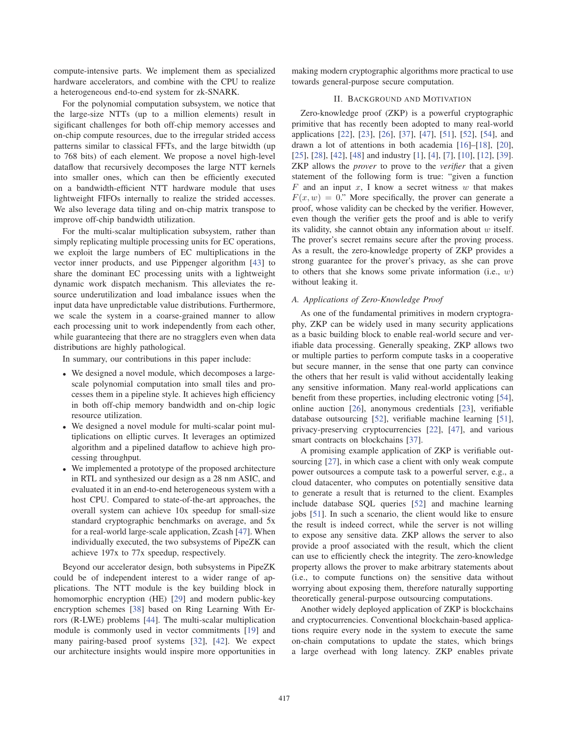compute-intensive parts. We implement them as specialized hardware accelerators, and combine with the CPU to realize a heterogeneous end-to-end system for zk-SNARK.

For the polynomial computation subsystem, we notice that the large-size NTTs (up to a million elements) result in sigficant challenges for both off-chip memory accesses and on-chip compute resources, due to the irregular strided access patterns similar to classical FFTs, and the large bitwidth (up to 768 bits) of each element. We propose a novel high-level dataflow that recursively decomposes the large NTT kernels into smaller ones, which can then be efficiently executed on a bandwidth-efficient NTT hardware module that uses lightweight FIFOs internally to realize the strided accesses. We also leverage data tiling and on-chip matrix transpose to improve off-chip bandwidth utilization.

For the multi-scalar multiplication subsystem, rather than simply replicating multiple processing units for EC operations, we exploit the large numbers of EC multiplications in the vector inner products, and use Pippenger algorithm [43] to share the dominant EC processing units with a lightweight dynamic work dispatch mechanism. This alleviates the resource underutilization and load imbalance issues when the input data have unpredictable value distributions. Furthermore, we scale the system in a coarse-grained manner to allow each processing unit to work independently from each other, while guaranteeing that there are no stragglers even when data distributions are highly pathological.

In summary, our contributions in this paper include:

- We designed a novel module, which decomposes a large-scale polynomial computation into small tiles and processes them in a pipeline style. It achieves high efficiency in both off-chip memory bandwidth and on-chip logic resource utilization.
- We designed a novel module for multi-scalar point multiplications on elliptic curves. It leverages an optimized algorithm and a pipelined dataflow to achieve high processing throughput.
- We implemented a prototype of the proposed architecture in RTL and synthesized our design as a 28 nm ASIC, and evaluated it in an end-to-end heterogeneous system with a host CPU. Compared to state-of-the-art approaches, the overall system can achieve 10x speedup for small-size standard cryptographic benchmarks on average, and 5x for a real-world large-scale application, Zcash [47]. When individually executed, the two subsystems of PipeZK can achieve 197x to 77x speedup, respectively.

Beyond our accelerator design, both subsystems in PipeZK could be of independent interest to a wider range of applications. The NTT module is the key building block in homomorphic encryption (HE) [29] and modern public-key encryption schemes [38] based on Ring Learning With Errors (R-LWE) problems [44]. The multi-scalar multiplication module is commonly used in vector commitments [19] and many pairing-based proof systems [32], [42]. We expect our architecture insights would inspire more opportunities in making modern cryptographic algorithms more practical to use towards general-purpose secure computation.

## II. Background and Motivation

Zero-knowledge proof (ZKP) is a powerful cryptographic primitive that has recently been adopted to many real-world applications [22], [23], [26], [37], [47], [51], [52], [54], and drawn a lot of attentions in both academia [16]–[18], [20], [25], [28], [42], [48] and industry [1], [4], [7], [10], [12], [39]. ZKP allows the *prover* to prove to the *verifier* that a given statement of the following form is true: "given a function $F$ and an input $x$, I know a secret witness $w$ that makes $F(x, w) = 0$." More specifically, the prover can generate a proof, whose validity can be checked by the verifier. However, even though the verifier gets the proof and is able to verify its validity, she cannot obtain any information about $w$ itself. The prover's secret remains secure after the proving process. As a result, the zero-knowledge property of ZKP provides a strong guarantee for the prover's privacy, as she can prove to others that she knows some private information (i.e., $w$) without leaking it.

### A. Applications of Zero-Knowledge Proof

As one of the fundamental primitives in modern cryptography, ZKP can be widely used in many security applications as a basic building block to enable real-world secure and verifiable data processing. Generally speaking, ZKP allows two or multiple parties to perform compute tasks in a cooperative but secure manner, in the sense that one party can convince the others that her result is valid without accidentally leaking any sensitive information. Many real-world applications can benefit from these properties, including electronic voting [54], online auction [26], anonymous credentials [23], verifiable database outsourcing [52], verifiable machine learning [51], privacy-preserving cryptocurrencies [22], [47], and various smart contracts on blockchains [37].

A promising example application of ZKP is verifiable outsourcing [27], in which case a client with only weak compute power outsources a compute task to a powerful server, e.g., a cloud datacenter, who computes on potentially sensitive data to generate a result that is returned to the client. Examples include database SQL queries [52] and machine learning jobs [51]. In such a scenario, the client would like to ensure the result is indeed correct, while the server is not willing to expose any sensitive data. ZKP allows the server to also provide a proof associated with the result, which the client can use to efficiently check the integrity. The zero-knowledge property allows the prover to make arbitrary statements about (i.e., to compute functions on) the sensitive data without worrying about exposing them, therefore naturally supporting theoretically general-purpose outsourcing computations.

Another widely deployed application of ZKP is blockchains and cryptocurrencies. Conventional blockchain-based applications require every node in the system to execute the same on-chain computations to update the states, which brings a large overhead with long latency. ZKP enables private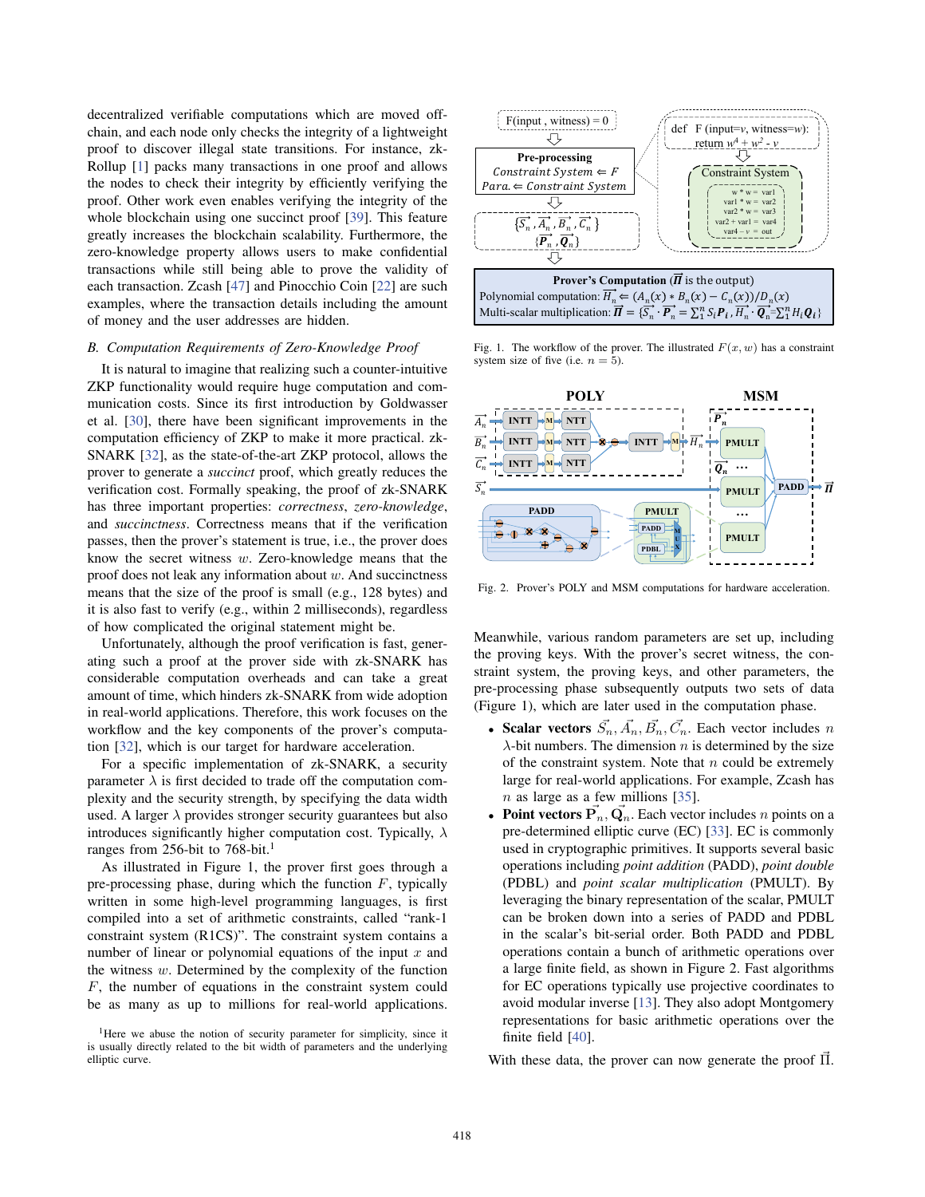decentralized verifiable computations which are moved off-chain, and each node only checks the integrity of a lightweight proof to discover illegal state transitions. For instance, zk-Rollup [1] packs many transactions in one proof and allows the nodes to check their integrity by efficiently verifying the proof. Other work even enables verifying the integrity of the whole blockchain using one succinct proof [39]. This feature greatly increases the blockchain scalability. Furthermore, the zero-knowledge property allows users to make confidential transactions while still being able to prove the validity of each transaction. Zcash [47] and Pinocchio Coin [22] are such examples, where the transaction details including the amount of money and the user addresses are hidden.

### B. Computation Requirements of Zero-Knowledge Proof

It is natural to imagine that realizing such a counter-intuitive ZKP functionality would require huge computation and communication costs. Since its first introduction by Goldwasser et al. [30], there have been significant improvements in the computation efficiency of ZKP to make it more practical. zk-SNARK [32], as the state-of-the-art ZKP protocol, allows the prover to generate a *succinct* proof, which greatly reduces the verification cost. Formally speaking, the proof of zk-SNARK has three important properties: *correctness*, *zero-knowledge*, and *succinctness*. Correctness means that if the verification passes, then the prover's statement is true, i.e., the prover does know the secret witness $w$. Zero-knowledge means that the proof does not leak any information about $w$. And succinctness means that the size of the proof is small (e.g., 128 bytes) and it is also fast to verify (e.g., within 2 milliseconds), regardless of how complicated the original statement might be.

Unfortunately, although the proof verification is fast, generating such a proof at the prover side with zk-SNARK has considerable computation overheads and can take a great amount of time, which hinders zk-SNARK from wide adoption in real-world applications. Therefore, this work focuses on the workflow and the key components of the prover's computation [32], which is our target for hardware acceleration.

For a specific implementation of zk-SNARK, a security parameter $\lambda$ is first decided to trade off the computation complexity and the security strength, by specifying the data width used. A larger $\lambda$ provides stronger security guarantees but also introduces significantly higher computation cost. Typically, $\lambda$ ranges from 256-bit to 768-bit.[1]

As illustrated in Figure 1, the prover first goes through a pre-processing phase, during which the function $F$, typically written in some high-level programming languages, is first compiled into a set of arithmetic constraints, called "rank-1 constraint system (R1CS)". The constraint system contains a number of linear or polynomial equations of the input $x$ and the witness $w$. Determined by the complexity of the function $F$, the number of equations in the constraint system could be as many as up to millions for real-world applications.

[1]Here we abuse the notion of security parameter for simplicity, since it is usually directly related to the bit width of parameters and the underlying elliptic curve.

Fig. 1. The workflow of the prover. The illustrated $F(x, w)$ has a constraint system size of five (i.e. $n = 5$).

Fig. 2. Prover's POLY and MSM computations for hardware acceleration.

Meanwhile, various random parameters are set up, including the proving keys. With the prover's secret witness, the constraint system, the proving keys, and other parameters, the pre-processing phase subsequently outputs two sets of data (Figure 1), which are later used in the computation phase.

- **Scalar vectors** $\vec{S_n}, \vec{A_n}, \vec{B_n}, \vec{C_n}$. Each vector includes $n$ $\lambda$-bit numbers. The dimension $n$ is determined by the size of the constraint system. Note that $n$ could be extremely large for real-world applications. For example, Zcash has $n$ as large as a few millions [35].
- **Point vectors** $\vec{\mathbf{P}}_n, \vec{\mathbf{Q}}_n$. Each vector includes $n$ points on a pre-determined elliptic curve (EC) [33]. EC is commonly used in cryptographic primitives. It supports several basic operations including *point addition* (PADD), *point double* (PDBL) and *point scalar multiplication* (PMULT). By leveraging the binary representation of the scalar, PMULT can be broken down into a series of PADD and PDBL in the scalar's bit-serial order. Both PADD and PDBL operations contain a bunch of arithmetic operations over a large finite field, as shown in Figure 2. Fast algorithms for EC operations typically use projective coordinates to avoid modular inverse [13]. They also adopt Montgomery representations for basic arithmetic operations over the finite field [40].

With these data, the prover can now generate the proof $\vec{\Pi}$.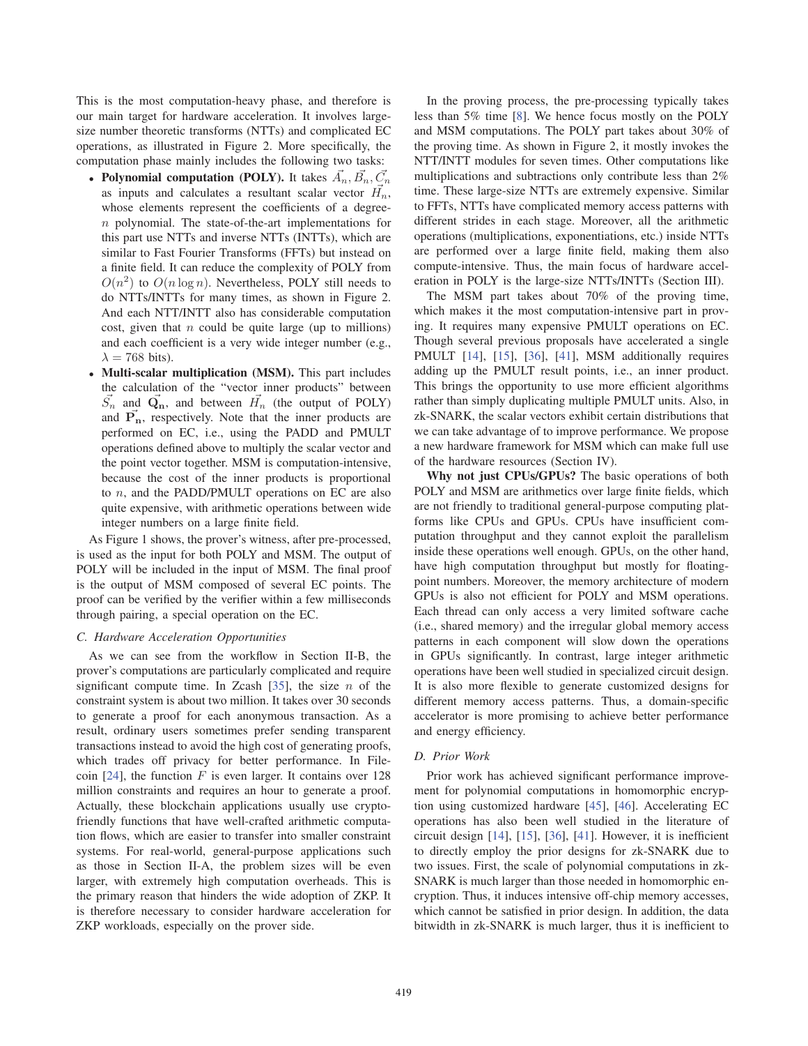This is the most computation-heavy phase, and therefore is our main target for hardware acceleration. It involves large-size number theoretic transforms (NTTs) and complicated EC operations, as illustrated in Figure 2. More specifically, the computation phase mainly includes the following two tasks:

- **Polynomial computation (POLY).** It takes $\vec{A_n}, \vec{B_n}, \vec{C_n}$ as inputs and calculates a resultant scalar vector $\vec{H_n}$, whose elements represent the coefficients of a degree-$n$ polynomial. The state-of-the-art implementations for this part use NTTs and inverse NTTs (INTTs), which are similar to Fast Fourier Transforms (FFTs) but instead on a finite field. It can reduce the complexity of POLY from $O(n^2)$ to $O(n \log n)$. Nevertheless, POLY still needs to do NTTs/INTTs for many times, as shown in Figure 2. And each NTT/INTT also has considerable computation cost, given that $n$ could be quite large (up to millions) and each coefficient is a very wide integer number (e.g., $\lambda = 768$ bits).
- **Multi-scalar multiplication (MSM).** This part includes the calculation of the "vector inner products" between $\vec{S_n}$ and $\vec{\mathbf{Q_n}}$, and between $\vec{H_n}$ (the output of POLY) and $\vec{\mathbf{P_n}}$, respectively. Note that the inner products are performed on EC, i.e., using the PADD and PMULT operations defined above to multiply the scalar vector and the point vector together. MSM is computation-intensive, because the cost of the inner products is proportional to $n$, and the PADD/PMULT operations on EC are also quite expensive, with arithmetic operations between wide integer numbers on a large finite field.

As Figure 1 shows, the prover's witness, after pre-processed, is used as the input for both POLY and MSM. The output of POLY will be included in the input of MSM. The final proof is the output of MSM composed of several EC points. The proof can be verified by the verifier within a few milliseconds through pairing, a special operation on the EC.

### C. Hardware Acceleration Opportunities

As we can see from the workflow in Section II-B, the prover's computations are particularly complicated and require significant compute time. In Zcash [35], the size $n$ of the constraint system is about two million. It takes over 30 seconds to generate a proof for each anonymous transaction. As a result, ordinary users sometimes prefer sending transparent transactions instead to avoid the high cost of generating proofs, which trades off privacy for better performance. In Filecoin [24], the function $F$ is even larger. It contains over 128 million constraints and requires an hour to generate a proof. Actually, these blockchain applications usually use crypto-friendly functions that have well-crafted arithmetic computation flows, which are easier to transfer into smaller constraint systems. For real-world, general-purpose applications such as those in Section II-A, the problem sizes will be even larger, with extremely high computation overheads. This is the primary reason that hinders the wide adoption of ZKP. It is therefore necessary to consider hardware acceleration for ZKP workloads, especially on the prover side.

In the proving process, the pre-processing typically takes less than 5% time [8]. We hence focus mostly on the POLY and MSM computations. The POLY part takes about 30% of the proving time. As shown in Figure 2, it mostly invokes the NTT/INTT modules for seven times. Other computations like multiplications and subtractions only contribute less than 2% time. These large-size NTTs are extremely expensive. Similar to FFTs, NTTs have complicated memory access patterns with different strides in each stage. Moreover, all the arithmetic operations (multiplications, exponentiations, etc.) inside NTTs are performed over a large finite field, making them also compute-intensive. Thus, the main focus of hardware acceleration in POLY is the large-size NTTs/INTTs (Section III).

The MSM part takes about 70% of the proving time, which makes it the most computation-intensive part in proving. It requires many expensive PMULT operations on EC. Though several previous proposals have accelerated a single PMULT [14], [15], [36], [41], MSM additionally requires adding up the PMULT result points, i.e., an inner product. This brings the opportunity to use more efficient algorithms rather than simply duplicating multiple PMULT units. Also, in zk-SNARK, the scalar vectors exhibit certain distributions that we can take advantage of to improve performance. We propose a new hardware framework for MSM which can make full use of the hardware resources (Section IV).

**Why not just CPUs/GPUs?** The basic operations of both POLY and MSM are arithmetics over large finite fields, which are not friendly to traditional general-purpose computing platforms like CPUs and GPUs. CPUs have insufficient computation throughput and they cannot exploit the parallelism inside these operations well enough. GPUs, on the other hand, have high computation throughput but mostly for floating-point numbers. Moreover, the memory architecture of modern GPUs is also not efficient for POLY and MSM operations. Each thread can only access a very limited software cache (i.e., shared memory) and the irregular global memory access patterns in each component will slow down the operations in GPUs significantly. In contrast, large integer arithmetic operations have been well studied in specialized circuit design. It is also more flexible to generate customized designs for different memory access patterns. Thus, a domain-specific accelerator is more promising to achieve better performance and energy efficiency.

### D. Prior Work

Prior work has achieved significant performance improvement for polynomial computations in homomorphic encryption using customized hardware [45], [46]. Accelerating EC operations has also been well studied in the literature of circuit design [14], [15], [36], [41]. However, it is inefficient to directly employ the prior designs for zk-SNARK due to two issues. First, the scale of polynomial computations in zk-SNARK is much larger than those needed in homomorphic encryption. Thus, it induces intensive off-chip memory accesses, which cannot be satisfied in prior design. In addition, the data bitwidth in zk-SNARK is much larger, thus it is inefficient to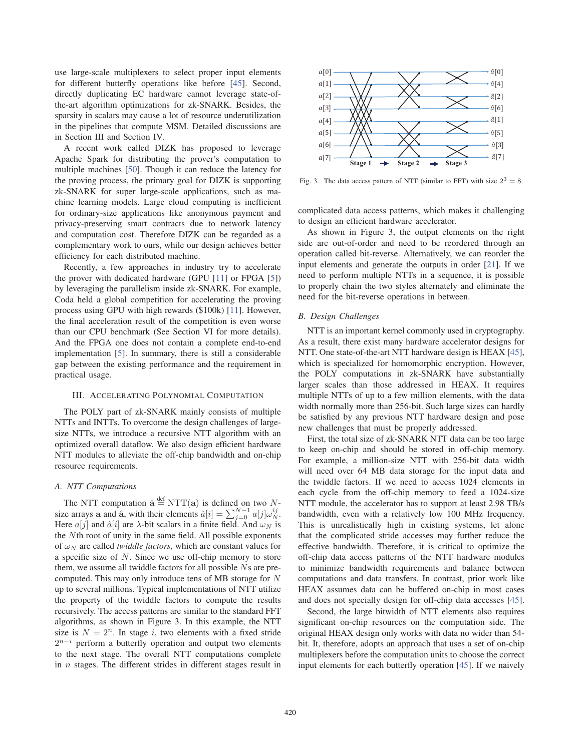use large-scale multiplexers to select proper input elements for different butterfly operations like before [45]. Second, directly duplicating EC hardware cannot leverage state-of-the-art algorithm optimizations for zk-SNARK. Besides, the sparsity in scalars may cause a lot of resource underutilization in the pipelines that compute MSM. Detailed discussions are in Section III and Section IV.

A recent work called DIZK has proposed to leverage Apache Spark for distributing the prover's computation to multiple machines [50]. Though it can reduce the latency for the proving process, the primary goal for DIZK is supporting zk-SNARK for super large-scale applications, such as machine learning models. Large cloud computing is inefficient for ordinary-size applications like anonymous payment and privacy-preserving smart contracts due to network latency and computation cost. Therefore DIZK can be regarded as a complementary work to ours, while our design achieves better efficiency for each distributed machine.

Recently, a few approaches in industry try to accelerate the prover with dedicated hardware (GPU [11] or FPGA [5]) by leveraging the parallelism inside zk-SNARK. For example, Coda held a global competition for accelerating the proving process using GPU with high rewards ($100k) [11]. However, the final acceleration result of the competition is even worse than our CPU benchmark (See Section VI for more details). And the FPGA one does not contain a complete end-to-end implementation [5]. In summary, there is still a considerable gap between the existing performance and the requirement in practical usage.

## III. Accelerating Polynomial Computation

The POLY part of zk-SNARK mainly consists of multiple NTTs and INTTs. To overcome the design challenges of large-size NTTs, we introduce a recursive NTT algorithm with an optimized overall dataflow. We also design efficient hardware NTT modules to alleviate the off-chip bandwidth and on-chip resource requirements.

### A. NTT Computations

The NTT computation $\hat{\mathbf{a}} \stackrel{\text{def}}{=} \text{NTT}(\mathbf{a})$ is defined on two $N$-size arrays $\mathbf{a}$ and $\hat{\mathbf{a}}$, with their elements $\hat{a}[i] = \sum_{j=0}^{N-1} a[j]\omega_N^{ij}$. Here $a[j]$ and $\hat{a}[i]$ are $\lambda$-bit scalars in a finite field. And $\omega_N$ is the $N$th root of unity in the same field. All possible exponents of $\omega_N$ are called *twiddle factors*, which are constant values for a specific size of $N$. Since we use off-chip memory to store them, we assume all twiddle factors for all possible $N$s are pre-computed. This may only introduce tens of MB storage for $N$ up to several millions. Typical implementations of NTT utilize the property of the twiddle factors to compute the results recursively. The access patterns are similar to the standard FFT algorithms, as shown in Figure 3. In this example, the NTT size is $N = 2^n$. In stage $i$, two elements with a fixed stride $2^{n-i}$ perform a butterfly operation and output two elements to the next stage. The overall NTT computations complete in $n$ stages. The different strides in different stages result in complicated data access patterns, which makes it challenging to design an efficient hardware accelerator.

Fig. 3. The data access pattern of NTT (similar to FFT) with size $2^3 = 8$.

As shown in Figure 3, the output elements on the right side are out-of-order and need to be reordered through an operation called bit-reverse. Alternatively, we can reorder the input elements and generate the outputs in order [21]. If we need to perform multiple NTTs in a sequence, it is possible to properly chain the two styles alternately and eliminate the need for the bit-reverse operations in between.

### B. Design Challenges

NTT is an important kernel commonly used in cryptography. As a result, there exist many hardware accelerator designs for NTT. One state-of-the-art NTT hardware design is HEAX [45], which is specialized for homomorphic encryption. However, the POLY computations in zk-SNARK have substantially larger scales than those addressed in HEAX. It requires multiple NTTs of up to a few million elements, with the data width normally more than 256-bit. Such large sizes can hardly be satisfied by any previous NTT hardware design and pose new challenges that must be properly addressed.

First, the total size of zk-SNARK NTT data can be too large to keep on-chip and should be stored in off-chip memory. For example, a million-size NTT with 256-bit data width will need over 64 MB data storage for the input data and the twiddle factors. If we need to access 1024 elements in each cycle from the off-chip memory to feed a 1024-size NTT module, the accelerator has to support at least 2.98 TB/s bandwidth, even with a relatively low 100 MHz frequency. This is unrealistically high in existing systems, let alone that the complicated stride accesses may further reduce the effective bandwidth. Therefore, it is critical to optimize the off-chip data access patterns of the NTT hardware modules to minimize bandwidth requirements and balance between computations and data transfers. In contrast, prior work like HEAX assumes data can be buffered on-chip in most cases and does not specially design for off-chip data accesses [45].

Second, the large bitwidth of NTT elements also requires significant on-chip resources on the computation side. The original HEAX design only works with data no wider than 54-bit. It, therefore, adopts an approach that uses a set of on-chip multiplexers before the computation units to choose the correct input elements for each butterfly operation [45]. If we naively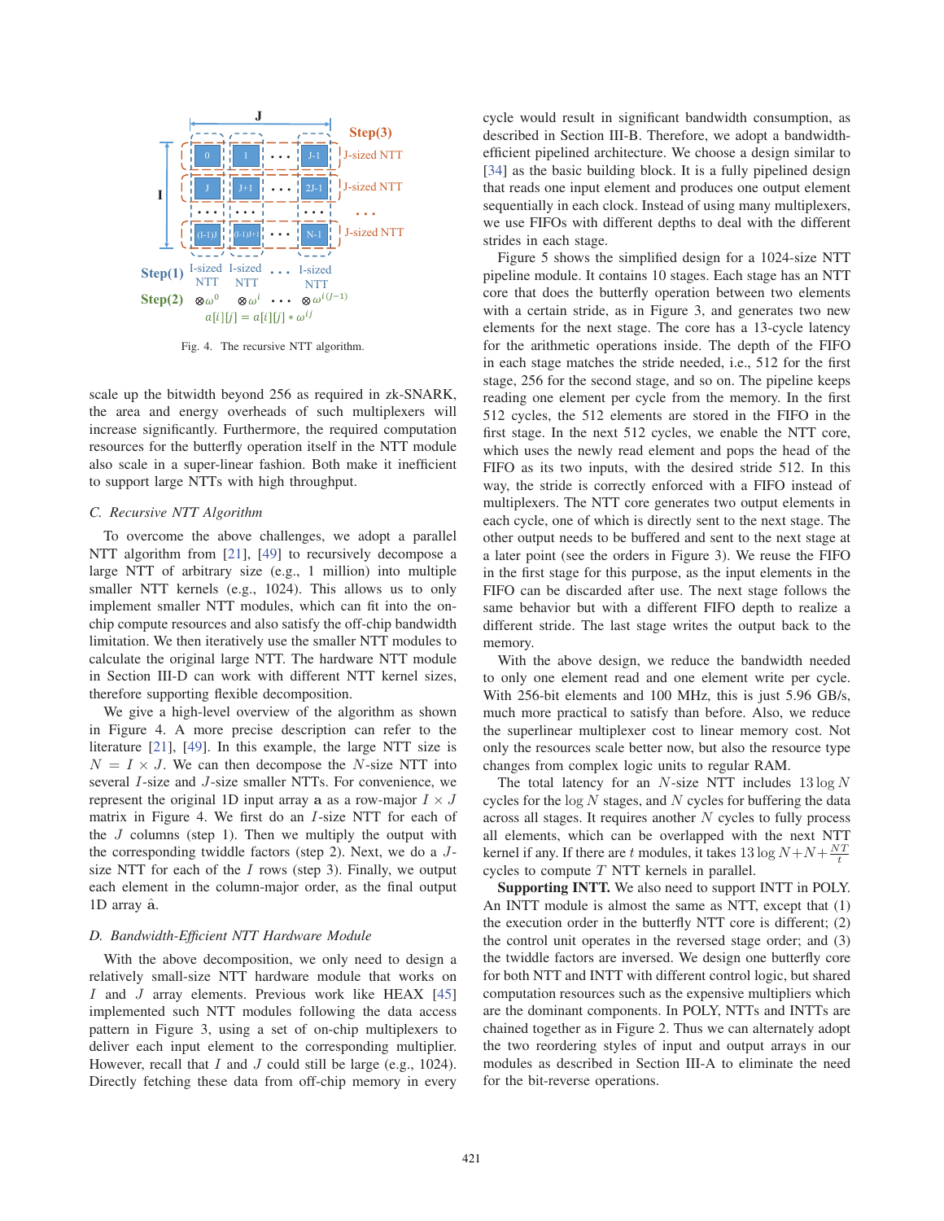Fig. 4. The recursive NTT algorithm.

scale up the bitwidth beyond 256 as required in zk-SNARK, the area and energy overheads of such multiplexers will increase significantly. Furthermore, the required computation resources for the butterfly operation itself in the NTT module also scale in a super-linear fashion. Both make it inefficient to support large NTTs with high throughput.

### C. Recursive NTT Algorithm

To overcome the above challenges, we adopt a parallel NTT algorithm from [21], [49] to recursively decompose a large NTT of arbitrary size (e.g., 1 million) into multiple smaller NTT kernels (e.g., 1024). This allows us to only implement smaller NTT modules, which can fit into the on-chip compute resources and also satisfy the off-chip bandwidth limitation. We then iteratively use the smaller NTT modules to calculate the original large NTT. The hardware NTT module in Section III-D can work with different NTT kernel sizes, therefore supporting flexible decomposition.

We give a high-level overview of the algorithm as shown in Figure 4. A more precise description can refer to the literature [21], [49]. In this example, the large NTT size is $N = I \times J$. We can then decompose the $N$-size NTT into several $I$-size and $J$-size smaller NTTs. For convenience, we represent the original 1D input array $\mathbf{a}$ as a row-major $I \times J$ matrix in Figure 4. We first do an $I$-size NTT for each of the $J$ columns (step 1). Then we multiply the output with the corresponding twiddle factors (step 2). Next, we do a $J$-size NTT for each of the $I$ rows (step 3). Finally, we output each element in the column-major order, as the final output 1D array $\hat{\mathbf{a}}$.

### D. Bandwidth-Efficient NTT Hardware Module

With the above decomposition, we only need to design a relatively small-size NTT hardware module that works on $I$ and $J$ array elements. Previous work like HEAX [45] implemented such NTT modules following the data access pattern in Figure 3, using a set of on-chip multiplexers to deliver each input element to the corresponding multiplier. However, recall that $I$ and $J$ could still be large (e.g., 1024). Directly fetching these data from off-chip memory in every cycle would result in significant bandwidth consumption, as described in Section III-B. Therefore, we adopt a bandwidth-efficient pipelined architecture. We choose a design similar to [34] as the basic building block. It is a fully pipelined design that reads one input element and produces one output element sequentially in each clock. Instead of using many multiplexers, we use FIFOs with different depths to deal with the different strides in each stage.

Figure 5 shows the simplified design for a 1024-size NTT pipeline module. It contains 10 stages. Each stage has an NTT core that does the butterfly operation between two elements with a certain stride, as in Figure 3, and generates two new elements for the next stage. The core has a 13-cycle latency for the arithmetic operations inside. The depth of the FIFO in each stage matches the stride needed, i.e., 512 for the first stage, 256 for the second stage, and so on. The pipeline keeps reading one element per cycle from the memory. In the first 512 cycles, the 512 elements are stored in the FIFO in the first stage. In the next 512 cycles, we enable the NTT core, which uses the newly read element and pops the head of the FIFO as its two inputs, with the desired stride 512. In this way, the stride is correctly enforced with a FIFO instead of multiplexers. The NTT core generates two output elements in each cycle, one of which is directly sent to the next stage. The other output needs to be buffered and sent to the next stage at a later point (see the orders in Figure 3). We reuse the FIFO in the first stage for this purpose, as the input elements in the FIFO can be discarded after use. The next stage follows the same behavior but with a different FIFO depth to realize a different stride. The last stage writes the output back to the memory.

With the above design, we reduce the bandwidth needed to only one element read and one element write per cycle. With 256-bit elements and 100 MHz, this is just 5.96 GB/s, much more practical to satisfy than before. Also, we reduce the superlinear multiplexer cost to linear memory cost. Not only the resources scale better now, but also the resource type changes from complex logic units to regular RAM.

The total latency for an $N$-size NTT includes $13 \log N$ cycles for the $\log N$ stages, and $N$ cycles for buffering the data across all stages. It requires another $N$ cycles to fully process all elements, which can be overlapped with the next NTT kernel if any. If there are $t$ modules, it takes $13 \log N + N + \frac{NT}{t}$ cycles to compute $T$ NTT kernels in parallel.

**Supporting INTT.** We also need to support INTT in POLY. An INTT module is almost the same as NTT, except that (1) the execution order in the butterfly NTT core is different; (2) the control unit operates in the reversed stage order; and (3) the twiddle factors are inversed. We design one butterfly core for both NTT and INTT with different control logic, but shared computation resources such as the expensive multipliers which are the dominant components. In POLY, NTTs and INTTs are chained together as in Figure 2. Thus we can alternately adopt the two reordering styles of input and output arrays in our modules as described in Section III-A to eliminate the need for the bit-reverse operations.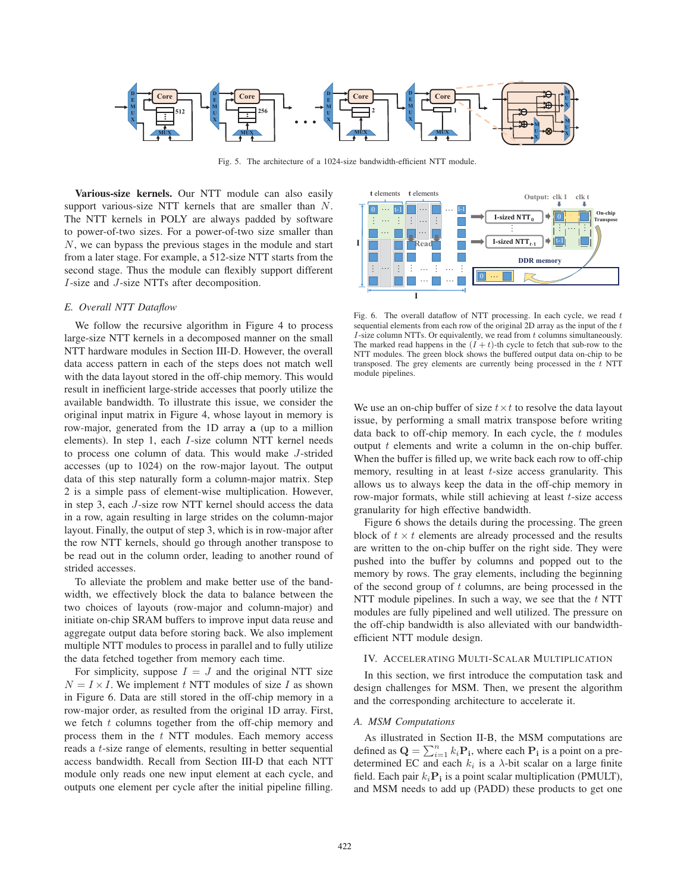Fig. 5. The architecture of a 1024-size bandwidth-efficient NTT module.

**Various-size kernels.** Our NTT module can also easily support various-size NTT kernels that are smaller than $N$. The NTT kernels in POLY are always padded by software to power-of-two sizes. For a power-of-two size smaller than $N$, we can bypass the previous stages in the module and start from a later stage. For example, a 512-size NTT starts from the second stage. Thus the module can flexibly support different $I$-size and $J$-size NTTs after decomposition.

### E. Overall NTT Dataflow

We follow the recursive algorithm in Figure 4 to process large-size NTT kernels in a decomposed manner on the small NTT hardware modules in Section III-D. However, the overall data access pattern in each of the steps does not match well with the data layout stored in the off-chip memory. This would result in inefficient large-stride accesses that poorly utilize the available bandwidth. To illustrate this issue, we consider the original input matrix in Figure 4, whose layout in memory is row-major, generated from the 1D array $\mathbf{a}$ (up to a million elements). In step 1, each $I$-size column NTT kernel needs to process one column of data. This would make $J$-strided accesses (up to 1024) on the row-major layout. The output data of this step naturally form a column-major matrix. Step 2 is a simple pass of element-wise multiplication. However, in step 3, each $J$-size row NTT kernel should access the data in a row, again resulting in large strides on the column-major layout. Finally, the output of step 3, which is in row-major after the row NTT kernels, should go through another transpose to be read out in the column order, leading to another round of strided accesses.

To alleviate the problem and make better use of the bandwidth, we effectively block the data to balance between the two choices of layouts (row-major and column-major) and initiate on-chip SRAM buffers to improve input data reuse and aggregate output data before storing back. We also implement multiple NTT modules to process in parallel and to fully utilize the data fetched together from memory each time.

For simplicity, suppose $I = J$ and the original NTT size $N = I \times I$. We implement $t$ NTT modules of size $I$ as shown in Figure 6. Data are still stored in the off-chip memory in a row-major order, as resulted from the original 1D array. First, we fetch $t$ columns together from the off-chip memory and process them in the $t$ NTT modules. Each memory access reads a $t$-size range of elements, resulting in better sequential access bandwidth. Recall from Section III-D that each NTT module only reads one new input element at each cycle, and outputs one element per cycle after the initial pipeline filling.

Fig. 6. The overall dataflow of NTT processing. In each cycle, we read $t$ sequential elements from each row of the original 2D array as the input of the $t$ $I$-size column NTTs. Or equivalently, we read from $t$ columns simultaneously. The marked read happens in the $(I + t)$-th cycle to fetch that sub-row to the NTT modules. The green block shows the buffered output data on-chip to be transposed. The grey elements are currently being processed in the $t$ NTT module pipelines.

We use an on-chip buffer of size $t \times t$ to resolve the data layout issue, by performing a small matrix transpose before writing data back to off-chip memory. In each cycle, the $t$ modules output $t$ elements and write a column in the on-chip buffer. When the buffer is filled up, we write back each row to off-chip memory, resulting in at least $t$-size access granularity. This allows us to always keep the data in the off-chip memory in row-major formats, while still achieving at least $t$-size access granularity for high effective bandwidth.

Figure 6 shows the details during the processing. The green block of $t \times t$ elements are already processed and the results are written to the on-chip buffer on the right side. They were pushed into the buffer by columns and popped out to the memory by rows. The gray elements, including the beginning of the second group of $t$ columns, are being processed in the NTT module pipelines. In such a way, we see that the $t$ NTT modules are fully pipelined and well utilized. The pressure on the off-chip bandwidth is also alleviated with our bandwidth-efficient NTT module design.

## IV. Accelerating Multi-Scalar Multiplication

In this section, we first introduce the computation task and design challenges for MSM. Then, we present the algorithm and the corresponding architecture to accelerate it.

### A. MSM Computations

As illustrated in Section II-B, the MSM computations are defined as $\mathbf{Q} = \sum_{i=1}^{n} k_i \mathbf{P_i}$, where each $\mathbf{P_i}$ is a point on a predetermined EC and each $k_i$ is a $\lambda$-bit scalar on a large finite field. Each pair $k_i \mathbf{P_i}$ is a point scalar multiplication (PMULT), and MSM needs to add up (PADD) these products to get one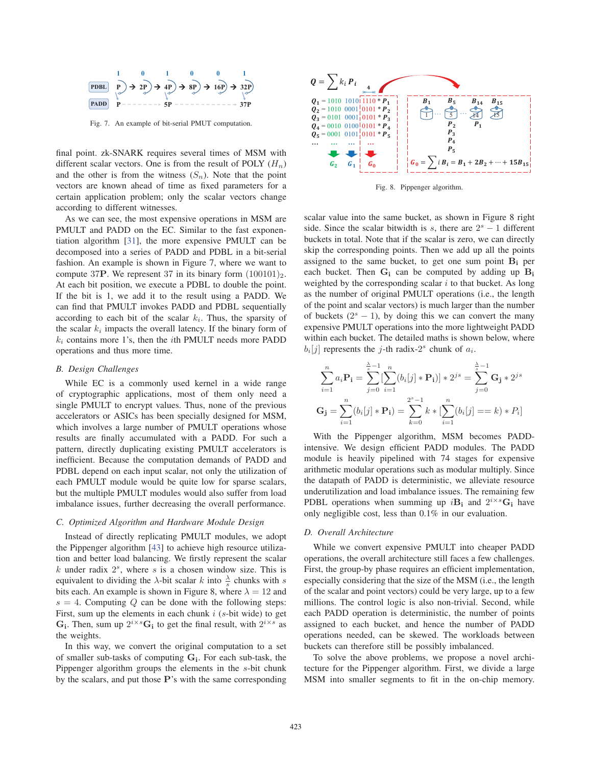Fig. 7. An example of bit-serial PMUT computation.

final point. zk-SNARK requires several times of MSM with different scalar vectors. One is from the result of POLY ($H_n$) and the other is from the witness ($S_n$). Note that the point vectors are known ahead of time as fixed parameters for a certain application problem; only the scalar vectors change according to different witnesses.

As we can see, the most expensive operations in MSM are PMULT and PADD on the EC. Similar to the fast exponentiation algorithm [31], the more expensive PMULT can be decomposed into a series of PADD and PDBL in a bit-serial fashion. An example is shown in Figure 7, where we want to compute 37**P**. We represent 37 in its binary form $(100101)_2$. At each bit position, we execute a PDBL to double the point. If the bit is 1, we add it to the result using a PADD. We can find that PMULT invokes PADD and PDBL sequentially according to each bit of the scalar $k_i$. Thus, the sparsity of the scalar $k_i$ impacts the overall latency. If the binary form of $k_i$ contains more 1's, then the $i$th PMULT needs more PADD operations and thus more time.

### B. Design Challenges

While EC is a commonly used kernel in a wide range of cryptographic applications, most of them only need a single PMULT to encrypt values. Thus, none of the previous accelerators or ASICs has been specially designed for MSM, which involves a large number of PMULT operations whose results are finally accumulated with a PADD. For such a pattern, directly duplicating existing PMULT accelerators is inefficient. Because the computation demands of PADD and PDBL depend on each input scalar, not only the utilization of each PMULT module would be quite low for sparse scalars, but the multiple PMULT modules would also suffer from load imbalance issues, further decreasing the overall performance.

### C. Optimized Algorithm and Hardware Module Design

Instead of directly replicating PMULT modules, we adopt the Pippenger algorithm [43] to achieve high resource utilization and better load balancing. We firstly represent the scalar $k$ under radix $2^s$, where $s$ is a chosen window size. This is equivalent to dividing the $\lambda$-bit scalar $k$ into $\frac{\lambda}{s}$ chunks with $s$ bits each. An example is shown in Figure 8, where $\lambda = 12$ and $s = 4$. Computing $Q$ can be done with the following steps: First, sum up the elements in each chunk $i$ ($s$-bit wide) to get $\mathbf{G_i}$. Then, sum up $2^{i \times s}\mathbf{G_i}$ to get the final result, with $2^{i \times s}$ as the weights.

In this way, we convert the original computation to a set of smaller sub-tasks of computing $\mathbf{G_i}$. For each sub-task, the Pippenger algorithm groups the elements in the $s$-bit chunk by the scalars, and put those **P**'s with the same corresponding scalar value into the same bucket, as shown in Figure 8 right side. Since the scalar bitwidth is $s$, there are $2^s - 1$ different buckets in total. Note that if the scalar is zero, we can directly skip the corresponding points. Then we add up all the points assigned to the same bucket, to get one sum point $\mathbf{B_i}$ per each bucket. Then $\mathbf{G_i}$ can be computed by adding up $\mathbf{B_i}$ weighted by the corresponding scalar $i$ to that bucket. As long as the number of original PMULT operations (i.e., the length of the point and scalar vectors) is much larger than the number of buckets ($2^s - 1$), by doing this we can convert the many expensive PMULT operations into the more lightweight PADD within each bucket. The detailed maths is shown below, where $b_i[j]$ represents the $j$-th radix-$2^s$ chunk of $a_i$.

$$\sum_{i=1}^{n} a_i\mathbf{P_i} = \sum_{j=0}^{\frac{\lambda}{s}-1}[\sum_{i=1}^{n}(b_i[j] * \mathbf{P_i})] * 2^{js} = \sum_{j=0}^{\frac{\lambda}{s}-1} \mathbf{G_j} * 2^{js}$$

$$\mathbf{G_j} = \sum_{i=1}^{n}(b_i[j] * \mathbf{P_i}) = \sum_{k=0}^{2^s-1} k * [\sum_{i=1}^{n}(b_i[j] == k) * P_i]$$

Fig. 8. Pippenger algorithm.

With the Pippenger algorithm, MSM becomes PADD-intensive. We design efficient PADD modules. The PADD module is heavily pipelined with 74 stages for expensive arithmetic modular operations such as modular multiply. Since the datapath of PADD is deterministic, we alleviate resource underutilization and load imbalance issues. The remaining few PDBL operations when summing up $i\mathbf{B_i}$ and $2^{i \times s}\mathbf{G_i}$ have only negligible cost, less than 0.1% in our evaluation.

### D. Overall Architecture

While we convert expensive PMULT into cheaper PADD operations, the overall architecture still faces a few challenges. First, the group-by phase requires an efficient implementation, especially considering that the size of the MSM (i.e., the length of the scalar and point vectors) could be very large, up to a few millions. The control logic is also non-trivial. Second, while each PADD operation is deterministic, the number of points assigned to each bucket, and hence the number of PADD operations needed, can be skewed. The workloads between buckets can therefore still be possibly imbalanced.

To solve the above problems, we propose a novel architecture for the Pippenger algorithm. First, we divide a large MSM into smaller segments to fit in the on-chip memory.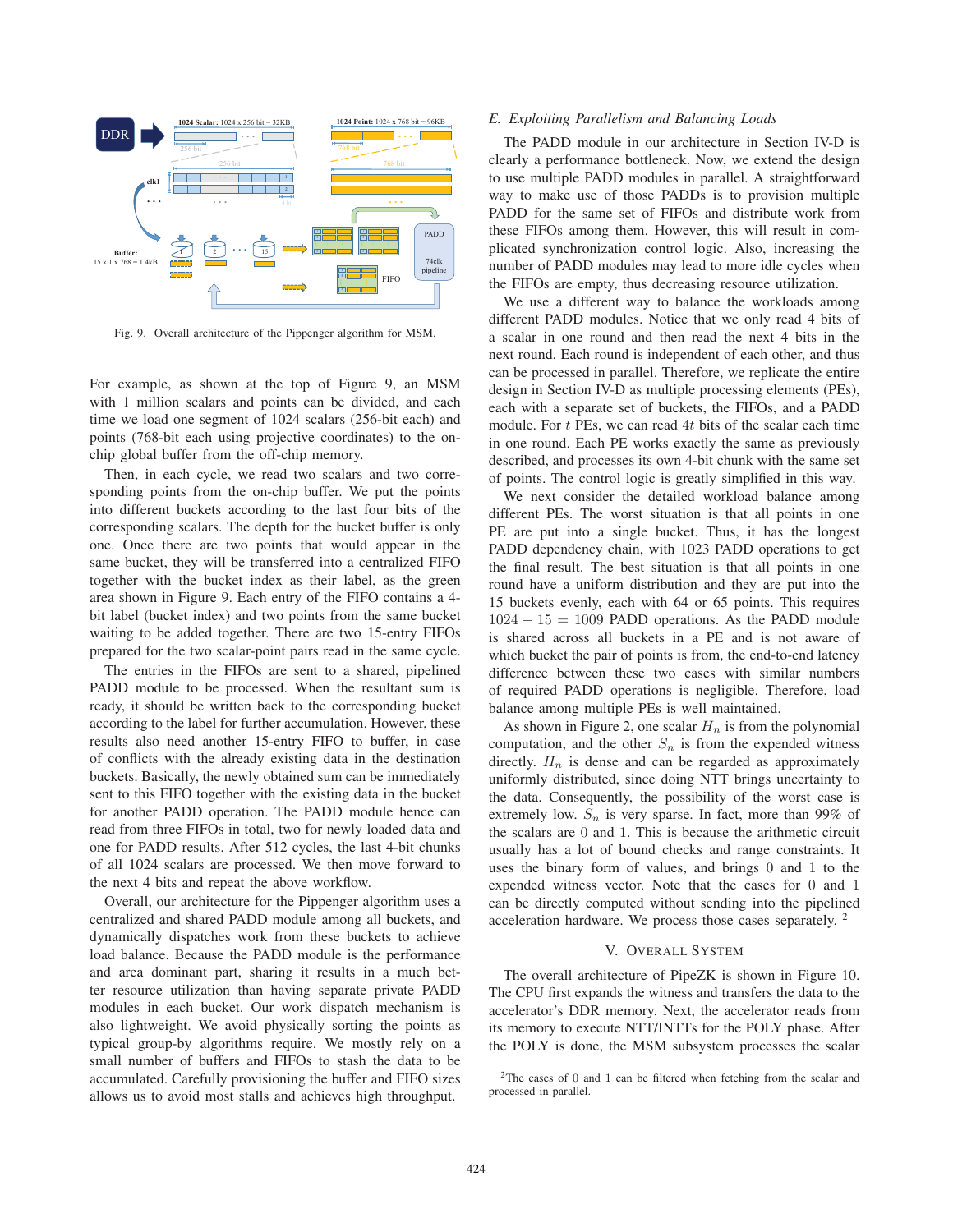Fig. 9. Overall architecture of the Pippenger algorithm for MSM.

For example, as shown at the top of Figure 9, an MSM with 1 million scalars and points can be divided, and each time we load one segment of 1024 scalars (256-bit each) and points (768-bit each using projective coordinates) to the on-chip global buffer from the off-chip memory.

Then, in each cycle, we read two scalars and two corresponding points from the on-chip buffer. We put the points into different buckets according to the last four bits of the corresponding scalars. The depth for the bucket buffer is only one. Once there are two points that would appear in the same bucket, they will be transferred into a centralized FIFO together with the bucket index as their label, as the green area shown in Figure 9. Each entry of the FIFO contains a 4-bit label (bucket index) and two points from the same bucket waiting to be added together. There are two 15-entry FIFOs prepared for the two scalar-point pairs read in the same cycle.

The entries in the FIFOs are sent to a shared, pipelined PADD module to be processed. When the resultant sum is ready, it should be written back to the corresponding bucket according to the label for further accumulation. However, these results also need another 15-entry FIFO to buffer, in case of conflicts with the already existing data in the destination buckets. Basically, the newly obtained sum can be immediately sent to this FIFO together with the existing data in the bucket for another PADD operation. The PADD module hence can read from three FIFOs in total, two for newly loaded data and one for PADD results. After 512 cycles, the last 4-bit chunks of all 1024 scalars are processed. We then move forward to the next 4 bits and repeat the above workflow.

Overall, our architecture for the Pippenger algorithm uses a centralized and shared PADD module among all buckets, and dynamically dispatches work from these buckets to achieve load balance. Because the PADD module is the performance and area dominant part, sharing it results in a much better resource utilization than having separate private PADD modules in each bucket. Our work dispatch mechanism is also lightweight. We avoid physically sorting the points as typical group-by algorithms require. We mostly rely on a small number of buffers and FIFOs to stash the data to be accumulated. Carefully provisioning the buffer and FIFO sizes allows us to avoid most stalls and achieves high throughput.

### E. Exploiting Parallelism and Balancing Loads

The PADD module in our architecture in Section IV-D is clearly a performance bottleneck. Now, we extend the design to use multiple PADD modules in parallel. A straightforward way to make use of those PADDs is to provision multiple PADD for the same set of FIFOs and distribute work from these FIFOs among them. However, this will result in complicated synchronization control logic. Also, increasing the number of PADD modules may lead to more idle cycles when the FIFOs are empty, thus decreasing resource utilization.

We use a different way to balance the workloads among different PADD modules. Notice that we only read 4 bits of a scalar in one round and then read the next 4 bits in the next round. Each round is independent of each other, and thus can be processed in parallel. Therefore, we replicate the entire design in Section IV-D as multiple processing elements (PEs), each with a separate set of buckets, the FIFOs, and a PADD module. For $t$ PEs, we can read $4t$ bits of the scalar each time in one round. Each PE works exactly the same as previously described, and processes its own 4-bit chunk with the same set of points. The control logic is greatly simplified in this way.

We next consider the detailed workload balance among different PEs. The worst situation is that all points in one PE are put into a single bucket. Thus, it has the longest PADD dependency chain, with 1023 PADD operations to get the final result. The best situation is that all points in one round have a uniform distribution and they are put into the 15 buckets evenly, each with 64 or 65 points. This requires $1024 - 15 = 1009$ PADD operations. As the PADD module is shared across all buckets in a PE and is not aware of which bucket the pair of points is from, the end-to-end latency difference between these two cases with similar numbers of required PADD operations is negligible. Therefore, load balance among multiple PEs is well maintained.

As shown in Figure 2, one scalar $H_n$ is from the polynomial computation, and the other $S_n$ is from the expended witness directly. $H_n$ is dense and can be regarded as approximately uniformly distributed, since doing NTT brings uncertainty to the data. Consequently, the possibility of the worst case is extremely low. $S_n$ is very sparse. In fact, more than 99% of the scalars are 0 and 1. This is because the arithmetic circuit usually has a lot of bound checks and range constraints. It uses the binary form of values, and brings 0 and 1 to the expended witness vector. Note that the cases for 0 and 1 can be directly computed without sending into the pipelined acceleration hardware. We process those cases separately. [2]

## V. Overall System

The overall architecture of PipeZK is shown in Figure 10. The CPU first expands the witness and transfers the data to the accelerator's DDR memory. Next, the accelerator reads from its memory to execute NTT/INTTs for the POLY phase. After the POLY is done, the MSM subsystem processes the scalar

[2] The cases of 0 and 1 can be filtered when fetching from the scalar and processed in parallel.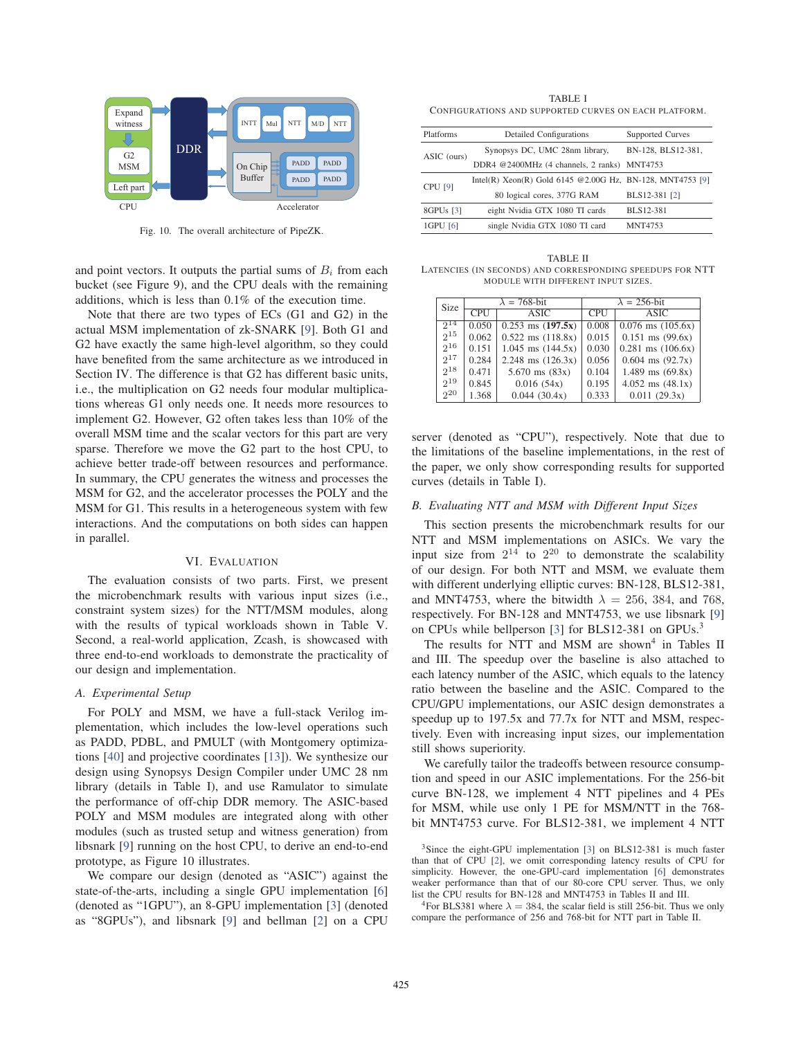Fig. 10. The overall architecture of PipeZK.

and point vectors. It outputs the partial sums of $B_i$ from each bucket (see Figure 9), and the CPU deals with the remaining additions, which is less than 0.1% of the execution time.

Note that there are two types of ECs (G1 and G2) in the actual MSM implementation of zk-SNARK [9]. Both G1 and G2 have exactly the same high-level algorithm, so they could have benefited from the same architecture as we introduced in Section IV. The difference is that G2 has different basic units, i.e., the multiplication on G2 needs four modular multiplications whereas G1 only needs one. It needs more resources to implement G2. However, G2 often takes less than 10% of the overall MSM time and the scalar vectors for this part are very sparse. Therefore we move the G2 part to the host CPU, to achieve better trade-off between resources and performance. In summary, the CPU generates the witness and processes the MSM for G2, and the accelerator processes the POLY and the MSM for G1. This results in a heterogeneous system with few interactions. And the computations on both sides can happen in parallel.

## VI. Evaluation

The evaluation consists of two parts. First, we present the microbenchmark results with various input sizes (i.e., constraint system sizes) for the NTT/MSM modules, along with the results of typical workloads shown in Table V. Second, a real-world application, Zcash, is showcased with three end-to-end workloads to demonstrate the practicality of our design and implementation.

### A. Experimental Setup

For POLY and MSM, we have a full-stack Verilog implementation, which includes the low-level operations such as PADD, PDBL, and PMULT (with Montgomery optimizations [40] and projective coordinates [13]). We synthesize our design using Synopsys Design Compiler under UMC 28 nm library (details in Table I), and use Ramulator to simulate the performance of off-chip DDR memory. The ASIC-based POLY and MSM modules are integrated along with other modules (such as trusted setup and witness generation) from libsnark [9] running on the host CPU, to derive an end-to-end prototype, as Figure 10 illustrates.

We compare our design (denoted as "ASIC") against the state-of-the-arts, including a single GPU implementation [6] (denoted as "1GPU"), an 8-GPU implementation [3] (denoted as "8GPUs"), and libsnark [9] and bellman [2] on a CPU

TABLE I
Configurations and supported curves on each platform.

| Platforms | Detailed Configurations | Supported Curves |
|---|---|---|
| ASIC (ours) | Synopsys DC, UMC 28nm library, DDR4 @2400MHz (4 channels, 2 ranks) | BN-128, BLS12-381, MNT4753 |
| CPU [9] | Intel(R) Xeon(R) Gold 6145 @2.00G Hz, 80 logical cores, 377G RAM | BN-128, MNT4753 [9] BLS12-381 [2] |
| 8GPUs [3] | eight Nvidia GTX 1080 TI cards | BLS12-381 |
| 1GPU [6] | single Nvidia GTX 1080 TI card | MNT4753 |

TABLE II
Latencies (in seconds) and corresponding speedups for NTT module with different input sizes.

| Size | $\lambda$ = 768-bit | | $\lambda$ = 256-bit | |
|---|---|---|---|---|
| | CPU | ASIC | CPU | ASIC |
| $2^{14}$ | 0.050 | 0.253 ms (**197.5x**) | 0.008 | 0.076 ms (105.6x) |
| $2^{15}$ | 0.062 | 0.522 ms (118.8x) | 0.015 | 0.151 ms (99.6x) |
| $2^{16}$ | 0.151 | 1.045 ms (144.5x) | 0.030 | 0.281 ms (106.6x) |
| $2^{17}$ | 0.284 | 2.248 ms (126.3x) | 0.056 | 0.604 ms (92.7x) |
| $2^{18}$ | 0.471 | 5.670 ms (83x) | 0.104 | 1.489 ms (69.8x) |
| $2^{19}$ | 0.845 | 0.016 (54x) | 0.195 | 4.052 ms (48.1x) |
| $2^{20}$ | 1.368 | 0.044 (30.4x) | 0.333 | 0.011 (29.3x) |

server (denoted as "CPU"), respectively. Note that due to the limitations of the baseline implementations, in the rest of the paper, we only show corresponding results for supported curves (details in Table I).

### B. Evaluating NTT and MSM with Different Input Sizes

This section presents the microbenchmark results for our NTT and MSM implementations on ASICs. We vary the input size from $2^{14}$ to $2^{20}$ to demonstrate the scalability of our design. For both NTT and MSM, we evaluate them with different underlying elliptic curves: BN-128, BLS12-381, and MNT4753, where the bitwidth $\lambda$ = 256, 384, and 768, respectively. For BN-128 and MNT4753, we use libsnark [9] on CPUs while bellperson [3] for BLS12-381 on GPUs.[3]

The results for NTT and MSM are shown[4] in Tables II and III. The speedup over the baseline is also attached to each latency number of the ASIC, which equals to the latency ratio between the baseline and the ASIC. Compared to the CPU/GPU implementations, our ASIC design demonstrates a speedup up to 197.5x and 77.7x for NTT and MSM, respectively. Even with increasing input sizes, our implementation still shows superiority.

We carefully tailor the tradeoffs between resource consumption and speed in our ASIC implementations. For the 256-bit curve BN-128, we implement 4 NTT pipelines and 4 PEs for MSM, while use only 1 PE for MSM/NTT in the 768-bit MNT4753 curve. For BLS12-381, we implement 4 NTT

[3] Since the eight-GPU implementation [3] on BLS12-381 is much faster than that of CPU [2], we omit corresponding latency results of CPU for simplicity. However, the one-GPU-card implementation [6] demonstrates weaker performance than that of our 80-core CPU server. Thus, we only list the CPU results for BN-128 and MNT4753 in Tables II and III.

[4] For BLS381 where $\lambda$ = 384, the scalar field is still 256-bit. Thus we only compare the performance of 256 and 768-bit for NTT part in Table II.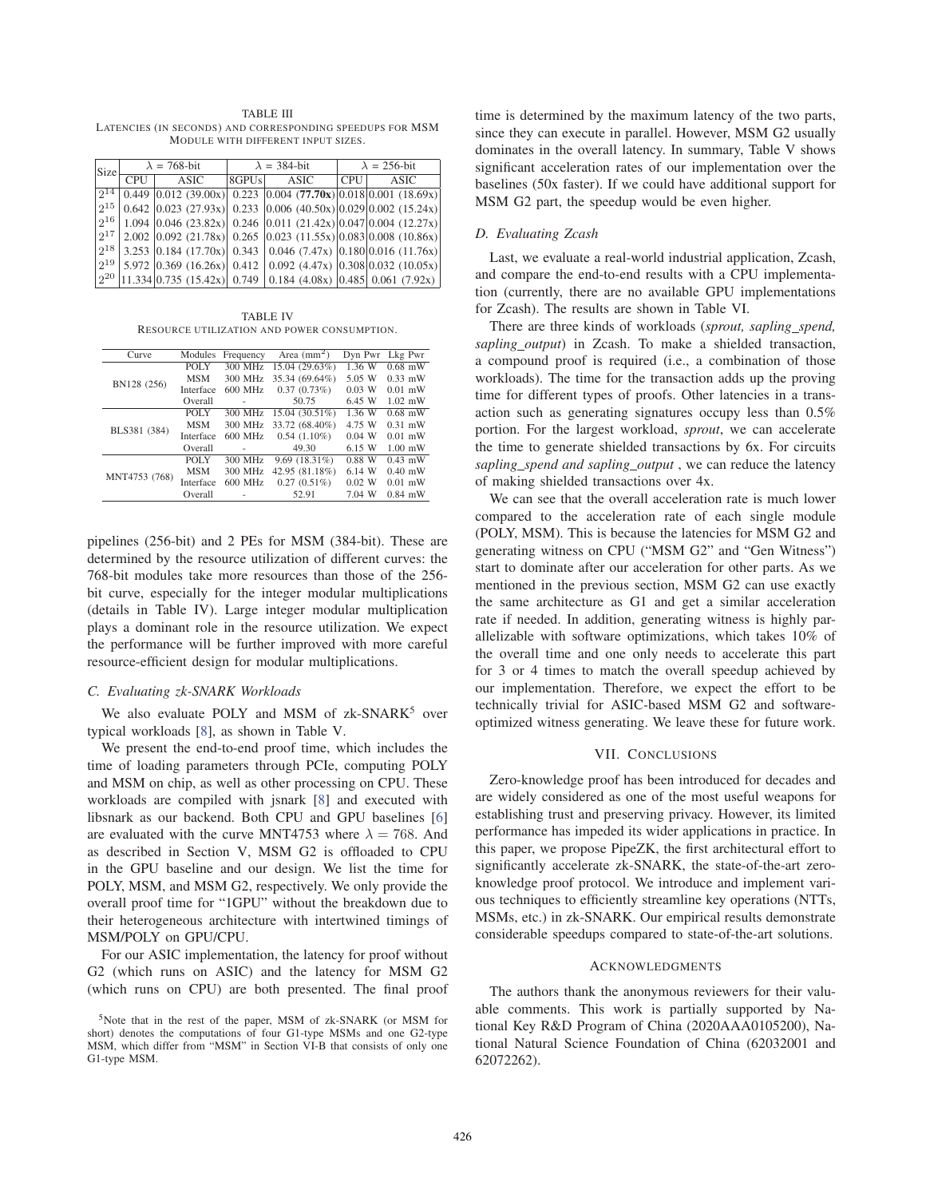TABLE III
LATENCIES (IN SECONDS) AND CORRESPONDING SPEEDUPS FOR MSM MODULE WITH DIFFERENT INPUT SIZES.

| Size | $\lambda$ = 768-bit | | $\lambda$ = 384-bit | | $\lambda$ = 256-bit | |
|---|---|---|---|---|---|---|
| | CPU | ASIC | 8GPUs | ASIC | CPU | ASIC |
| $2^{14}$ | 0.449 | 0.012 (39.00x) | 0.223 | 0.004 (**77.70x**) | 0.018 | 0.001 (18.69x) |
| $2^{15}$ | 0.642 | 0.023 (27.93x) | 0.233 | 0.006 (40.50x) | 0.029 | 0.002 (15.24x) |
| $2^{16}$ | 1.094 | 0.046 (23.82x) | 0.246 | 0.011 (21.42x) | 0.047 | 0.004 (12.27x) |
| $2^{17}$ | 2.002 | 0.092 (21.78x) | 0.265 | 0.023 (11.55x) | 0.083 | 0.008 (10.86x) |
| $2^{18}$ | 3.253 | 0.184 (17.70x) | 0.343 | 0.046 (7.47x) | 0.180 | 0.016 (11.76x) |
| $2^{19}$ | 5.972 | 0.369 (16.26x) | 0.412 | 0.092 (4.47x) | 0.308 | 0.032 (10.05x) |
| $2^{20}$ | 11.334 | 0.735 (15.42x) | 0.749 | 0.184 (4.08x) | 0.485 | 0.061 (7.92x) |

TABLE IV
RESOURCE UTILIZATION AND POWER CONSUMPTION.

| Curve | Modules | Frequency | Area ($mm^2$) | Dyn Pwr | Lkg Pwr |
|---|---|---|---|---|---|
| BN128 (256) | POLY | 300 MHz | 15.04 (29.63%) | 1.36 W | 0.68 mW |
| | MSM | 300 MHz | 35.34 (69.64%) | 5.05 W | 0.33 mW |
| | Interface | 600 MHz | 0.37 (0.73%) | 0.03 W | 0.01 mW |
| | Overall | - | 50.75 | 6.45 W | 1.02 mW |
| BLS381 (384) | POLY | 300 MHz | 15.04 (30.51%) | 1.36 W | 0.68 mW |
| | MSM | 300 MHz | 33.72 (68.40%) | 4.75 W | 0.31 mW |
| | Interface | 600 MHz | 0.54 (1.10%) | 0.04 W | 0.01 mW |
| | Overall | - | 49.30 | 6.15 W | 1.00 mW |
| MNT4753 (768) | POLY | 300 MHz | 9.69 (18.31%) | 0.88 W | 0.43 mW |
| | MSM | 300 MHz | 42.95 (81.18%) | 6.14 W | 0.40 mW |
| | Interface | 600 MHz | 0.27 (0.51%) | 0.02 W | 0.01 mW |
| | Overall | - | 52.91 | 7.04 W | 0.84 mW |

pipelines (256-bit) and 2 PEs for MSM (384-bit). These are determined by the resource utilization of different curves: the 768-bit modules take more resources than those of the 256-bit curve, especially for the integer modular multiplications (details in Table IV). Large integer modular multiplication plays a dominant role in the resource utilization. We expect the performance will be further improved with more careful resource-efficient design for modular multiplications.

### C. Evaluating zk-SNARK Workloads

We also evaluate POLY and MSM of zk-SNARK[5] over typical workloads [8], as shown in Table V.

We present the end-to-end proof time, which includes the time of loading parameters through PCIe, computing POLY and MSM on chip, as well as other processing on CPU. These workloads are compiled with jsnark [8] and executed with libsnark as our backend. Both CPU and GPU baselines [6] are evaluated with the curve MNT4753 where $\lambda = 768$. And as described in Section V, MSM G2 is offloaded to CPU in the GPU baseline and our design. We list the time for POLY, MSM, and MSM G2, respectively. We only provide the overall proof time for "1GPU" without the breakdown due to their heterogeneous architecture with intertwined timings of MSM/POLY on GPU/CPU.

For our ASIC implementation, the latency for proof without G2 (which runs on ASIC) and the latency for MSM G2 (which runs on CPU) are both presented. The final proof time is determined by the maximum latency of the two parts, since they can execute in parallel. However, MSM G2 usually dominates in the overall latency. In summary, Table V shows significant acceleration rates of our implementation over the baselines (50x faster). If we could have additional support for MSM G2 part, the speedup would be even higher.

[5]Note that in the rest of the paper, MSM of zk-SNARK (or MSM for short) denotes the computations of four G1-type MSMs and one G2-type MSM, which differ from "MSM" in Section VI-B that consists of only one G1-type MSM.

### D. Evaluating Zcash

Last, we evaluate a real-world industrial application, Zcash, and compare the end-to-end results with a CPU implementation (currently, there are no available GPU implementations for Zcash). The results are shown in Table VI.

There are three kinds of workloads (*sprout, sapling_spend, sapling_output*) in Zcash. To make a shielded transaction, a compound proof is required (i.e., a combination of those workloads). The time for the transaction adds up the proving time for different types of proofs. Other latencies in a transaction such as generating signatures occupy less than 0.5% portion. For the largest workload, *sprout*, we can accelerate the time to generate shielded transactions by 6x. For circuits *sapling_spend and sapling_output* , we can reduce the latency of making shielded transactions over 4x.

We can see that the overall acceleration rate is much lower compared to the acceleration rate of each single module (POLY, MSM). This is because the latencies for MSM G2 and generating witness on CPU ("MSM G2" and "Gen Witness") start to dominate after our acceleration for other parts. As we mentioned in the previous section, MSM G2 can use exactly the same architecture as G1 and get a similar acceleration rate if needed. In addition, generating witness is highly parallelizable with software optimizations, which takes 10% of the overall time and one only needs to accelerate this part for 3 or 4 times to match the overall speedup achieved by our implementation. Therefore, we expect the effort to be technically trivial for ASIC-based MSM G2 and software-optimized witness generating. We leave these for future work.

## VII. CONCLUSIONS

Zero-knowledge proof has been introduced for decades and are widely considered as one of the most useful weapons for establishing trust and preserving privacy. However, its limited performance has impeded its wider applications in practice. In this paper, we propose PipeZK, the first architectural effort to significantly accelerate zk-SNARK, the state-of-the-art zero-knowledge proof protocol. We introduce and implement various techniques to efficiently streamline key operations (NTTs, MSMs, etc.) in zk-SNARK. Our empirical results demonstrate considerable speedups compared to state-of-the-art solutions.

## ACKNOWLEDGMENTS

The authors thank the anonymous reviewers for their valuable comments. This work is partially supported by National Key R&D Program of China (2020AAA0105200), National Natural Science Foundation of China (62032001 and 62072262).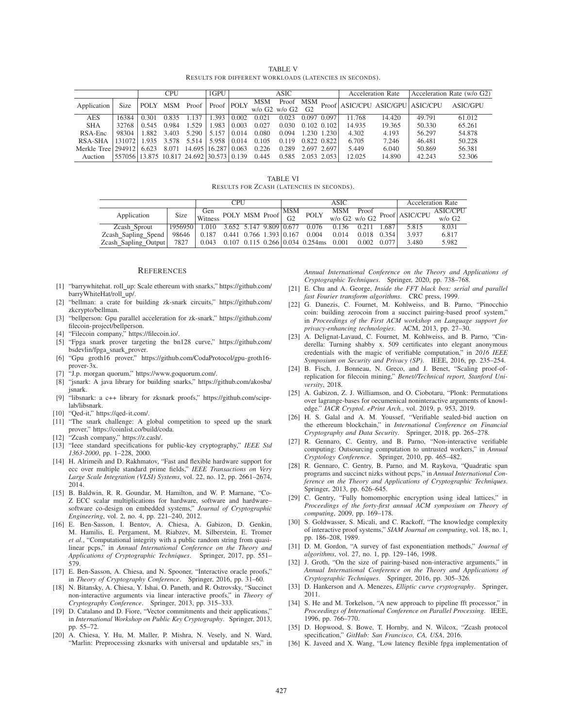TABLE V
RESULTS FOR DIFFERENT WORKLOADS (LATENCIES IN SECONDS).

| Application | Size | CPU | | | 1GPU | ASIC | | | | | Acceleration Rate | | Acceleration Rate (w/o G2) | |
|---|---|---|---|---|---|---|---|---|---|---|---|---|---|---|
| | | POLY | MSM | Proof | Proof | POLY | MSM w/o G2 | Proof w/o G2 | MSM G2 | Proof | ASIC/CPU | ASIC/GPU | ASIC/CPU | ASIC/GPU |
| AES | 16384 | 0.301 | 0.835 | 1.137 | 1.393 | 0.002 | 0.021 | 0.023 | 0.097 | 0.097 | 11.768 | 14.420 | 49.791 | 61.012 |
| SHA | 32768 | 0.545 | 0.984 | 1.529 | 1.983 | 0.003 | 0.027 | 0.030 | 0.102 | 0.102 | 14.935 | 19.365 | 50.330 | 65.261 |
| RSA-Enc | 98304 | 1.882 | 3.403 | 5.290 | 5.157 | 0.014 | 0.080 | 0.094 | 1.230 | 1.230 | 4.302 | 4.193 | 56.297 | 54.878 |
| RSA-SHA | 131072 | 1.935 | 3.578 | 5.514 | 5.958 | 0.014 | 0.105 | 0.119 | 0.822 | 0.822 | 6.705 | 7.246 | 46.481 | 50.228 |
| Merkle Tree | 294912 | 6.623 | 8.071 | 14.695 | 16.287 | 0.063 | 0.226 | 0.289 | 2.697 | 2.697 | 5.449 | 6.040 | 50.869 | 56.381 |
| Auction | 557056 | 13.875 | 10.817 | 24.692 | 30.573 | 0.139 | 0.445 | 0.585 | 2.053 | 2.053 | 12.025 | 14.890 | 42.243 | 52.306 |

TABLE VI
RESULTS FOR ZCASH (LATENCIES IN SECONDS).

| Application | Size | CPU | | | | ASIC | | | | | Acceleration Rate | |
|---|---|---|---|---|---|---|---|---|---|---|---|---|
| | | Gen Witness | POLY | MSM | Proof | MSM G2 | POLY | MSM w/o G2 | Proof w/o G2 | Proof | ASIC/CPU | ASIC/CPU w/o G2 |
| Zcash_Sprout | 1956950 | 1.010 | 3.652 | 5.147 | 9.809 | 0.677 | 0.076 | 0.136 | 0.211 | 1.687 | 5.815 | 8.031 |
| Zcash_Sapling_Spend | 98646 | 0.187 | 0.441 | 0.766 | 1.393 | 0.167 | 0.004 | 0.014 | 0.018 | 0.354 | 3.937 | 6.817 |
| Zcash_Sapling_Output | 7827 | 0.043 | 0.107 | 0.115 | 0.266 | 0.034 | 0.254ms | 0.001 | 0.002 | 0.077 | 3.480 | 5.982 |

## REFERENCES

[1] "barrywhitehat. roll_up: Scale ethereum with snarks," https://github.com/barryWhiteHat/roll_up/.

[2] "bellman: a crate for building zk-snark circuits," https://github.com/zkcrypto/bellman.

[3] "bellperson: Gpu parallel acceleration for zk-snark," https://github.com/filecoin-project/bellperson.

[4] "Filecoin company," https://filecoin.io/.

[5] "Fpga snark prover targeting the bn128 curve," https://github.com/bsdevlin/fpga_snark_prover.

[6] "Gpu groth16 prover," https://github.com/CodaProtocol/gpu-groth16-prover-3x.

[7] "J.p. morgan quorum," https://www.goquorum.com/.

[8] "jsnark: A java library for building snarks," https://github.com/akosba/jsnark.

[9] "libsnark: a c++ library for zksnark proofs," https://github.com/scipr-lab/libsnark.

[10] "Qed-it," https://qed-it.com/.

[11] "The snark challenge: A global competition to speed up the snark prover," https://coinlist.co/build/coda.

[12] "Zcash company," https://z.cash/.

[13] "Ieee standard specifications for public-key cryptography," *IEEE Std 1363-2000*, pp. 1–228, 2000.

[14] H. Alrimeih and D. Rakhmatov, "Fast and flexible hardware support for ecc over multiple standard prime fields," *IEEE Transactions on Very Large Scale Integration (VLSI) Systems*, vol. 22, no. 12, pp. 2661–2674, 2014.

[15] B. Baldwin, R. R. Goundar, M. Hamilton, and W. P. Marnane, "Co-Z ECC scalar multiplications for hardware, software and hardware–software co-design on embedded systems," *Journal of Cryptographic Engineering*, vol. 2, no. 4, pp. 221–240, 2012.

[16] E. Ben-Sasson, I. Bentov, A. Chiesa, A. Gabizon, D. Genkin, M. Hamilis, E. Pergament, M. Riabzev, M. Silberstein, E. Tromer *et al.*, "Computational integrity with a public random string from quasi-linear pcps," in *Annual International Conference on the Theory and Applications of Cryptographic Techniques*. Springer, 2017, pp. 551–579.

[17] E. Ben-Sasson, A. Chiesa, and N. Spooner, "Interactive oracle proofs," in *Theory of Cryptography Conference*. Springer, 2016, pp. 31–60.

[18] N. Bitansky, A. Chiesa, Y. Ishai, O. Paneth, and R. Ostrovsky, "Succinct non-interactive arguments via linear interactive proofs," in *Theory of Cryptography Conference*. Springer, 2013, pp. 315–333.

[19] D. Catalano and D. Fiore, "Vector commitments and their applications," in *International Workshop on Public Key Cryptography*. Springer, 2013, pp. 55–72.

[20] A. Chiesa, Y. Hu, M. Maller, P. Mishra, N. Vesely, and N. Ward, "Marlin: Preprocessing zksnarks with universal and updatable srs," in *Annual International Conference on the Theory and Applications of Cryptographic Techniques*. Springer, 2020, pp. 738–768.

[21] E. Chu and A. George, *Inside the FFT black box: serial and parallel fast Fourier transform algorithms*. CRC press, 1999.

[22] G. Danezis, C. Fournet, M. Kohlweiss, and B. Parno, "Pinocchio coin: building zerocoin from a succinct pairing-based proof system," in *Proceedings of the First ACM workshop on Language support for privacy-enhancing technologies*. ACM, 2013, pp. 27–30.

[23] A. Delignat-Lavaud, C. Fournet, M. Kohlweiss, and B. Parno, "Cinderella: Turning shabby x. 509 certificates into elegant anonymous credentials with the magic of verifiable computation," in *2016 IEEE Symposium on Security and Privacy (SP)*. IEEE, 2016, pp. 235–254.

[24] B. Fisch, J. Bonneau, N. Greco, and J. Benet, "Scaling proof-of-replication for filecoin mining," *Benet//Technical report, Stanford University*, 2018.

[25] A. Gabizon, Z. J. Williamson, and O. Ciobotaru, "Plonk: Permutations over lagrange-bases for oecumenical noninteractive arguments of knowledge." *IACR Cryptol. ePrint Arch.*, vol. 2019, p. 953, 2019.

[26] H. S. Galal and A. M. Youssef, "Verifiable sealed-bid auction on the ethereum blockchain," in *International Conference on Financial Cryptography and Data Security*. Springer, 2018, pp. 265–278.

[27] R. Gennaro, C. Gentry, and B. Parno, "Non-interactive verifiable computing: Outsourcing computation to untrusted workers," in *Annual Cryptology Conference*. Springer, 2010, pp. 465–482.

[28] R. Gennaro, C. Gentry, B. Parno, and M. Raykova, "Quadratic span programs and succinct nizks without pcps," in *Annual International Conference on the Theory and Applications of Cryptographic Techniques*. Springer, 2013, pp. 626–645.

[29] C. Gentry, "Fully homomorphic encryption using ideal lattices," in *Proceedings of the forty-first annual ACM symposium on Theory of computing*, 2009, pp. 169–178.

[30] S. Goldwasser, S. Micali, and C. Rackoff, "The knowledge complexity of interactive proof systems," *SIAM Journal on computing*, vol. 18, no. 1, pp. 186–208, 1989.

[31] D. M. Gordon, "A survey of fast exponentiation methods," *Journal of algorithms*, vol. 27, no. 1, pp. 129–146, 1998.

[32] J. Groth, "On the size of pairing-based non-interactive arguments," in *Annual International Conference on the Theory and Applications of Cryptographic Techniques*. Springer, 2016, pp. 305–326.

[33] D. Hankerson and A. Menezes, *Elliptic curve cryptography*. Springer, 2011.

[34] S. He and M. Torkelson, "A new approach to pipeline fft processor," in *Proceedings of International Conference on Parallel Processing*. IEEE, 1996, pp. 766–770.

[35] D. Hopwood, S. Bowe, T. Hornby, and N. Wilcox, "Zcash protocol specification," *GitHub: San Francisco, CA, USA*, 2016.

[36] K. Javeed and X. Wang, "Low latency flexible fpga implementation of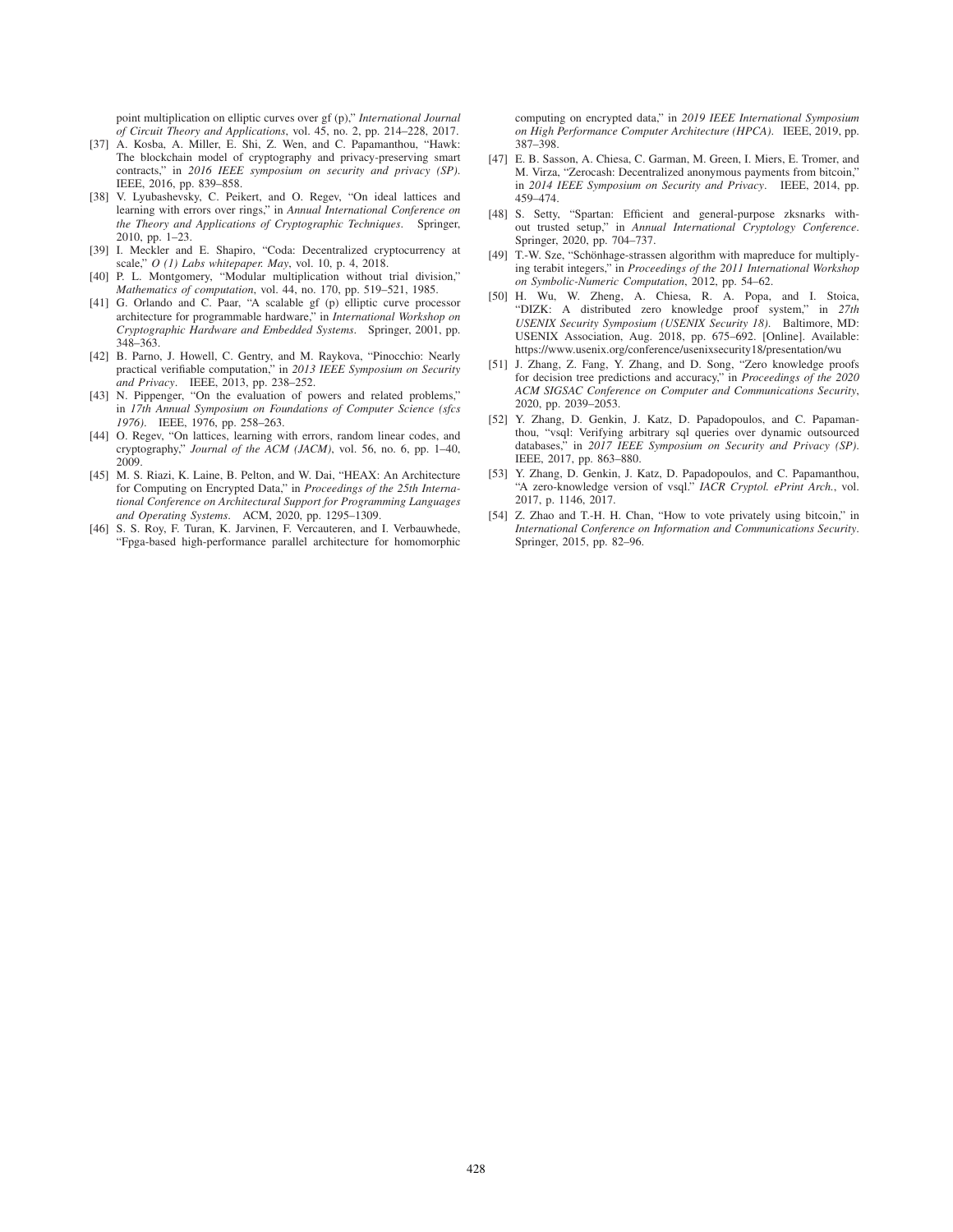point multiplication on elliptic curves over gf (p)," *International Journal of Circuit Theory and Applications*, vol. 45, no. 2, pp. 214–228, 2017.

[37] A. Kosba, A. Miller, E. Shi, Z. Wen, and C. Papamanthou, "Hawk: The blockchain model of cryptography and privacy-preserving smart contracts," in *2016 IEEE symposium on security and privacy (SP)*. IEEE, 2016, pp. 839–858.

[38] V. Lyubashevsky, C. Peikert, and O. Regev, "On ideal lattices and learning with errors over rings," in *Annual International Conference on the Theory and Applications of Cryptographic Techniques*. Springer, 2010, pp. 1–23.

[39] I. Meckler and E. Shapiro, "Coda: Decentralized cryptocurrency at scale," *O (1) Labs whitepaper. May*, vol. 10, p. 4, 2018.

[40] P. L. Montgomery, "Modular multiplication without trial division," *Mathematics of computation*, vol. 44, no. 170, pp. 519–521, 1985.

[41] G. Orlando and C. Paar, "A scalable gf (p) elliptic curve processor architecture for programmable hardware," in *International Workshop on Cryptographic Hardware and Embedded Systems*. Springer, 2001, pp. 348–363.

[42] B. Parno, J. Howell, C. Gentry, and M. Raykova, "Pinocchio: Nearly practical verifiable computation," in *2013 IEEE Symposium on Security and Privacy*. IEEE, 2013, pp. 238–252.

[43] N. Pippenger, "On the evaluation of powers and related problems," in *17th Annual Symposium on Foundations of Computer Science (sfcs 1976)*. IEEE, 1976, pp. 258–263.

[44] O. Regev, "On lattices, learning with errors, random linear codes, and cryptography," *Journal of the ACM (JACM)*, vol. 56, no. 6, pp. 1–40, 2009.

[45] M. S. Riazi, K. Laine, B. Pelton, and W. Dai, "HEAX: An Architecture for Computing on Encrypted Data," in *Proceedings of the 25th International Conference on Architectural Support for Programming Languages and Operating Systems*. ACM, 2020, pp. 1295–1309.

[46] S. S. Roy, F. Turan, K. Jarvinen, F. Vercauteren, and I. Verbauwhede, "Fpga-based high-performance parallel architecture for homomorphic computing on encrypted data," in *2019 IEEE International Symposium on High Performance Computer Architecture (HPCA)*. IEEE, 2019, pp. 387–398.

[47] E. B. Sasson, A. Chiesa, C. Garman, M. Green, I. Miers, E. Tromer, and M. Virza, "Zerocash: Decentralized anonymous payments from bitcoin," in *2014 IEEE Symposium on Security and Privacy*. IEEE, 2014, pp. 459–474.

[48] S. Setty, "Spartan: Efficient and general-purpose zksnarks without trusted setup," in *Annual International Cryptology Conference*. Springer, 2020, pp. 704–737.

[49] T.-W. Sze, "Schönhage-strassen algorithm with mapreduce for multiplying terabit integers," in *Proceedings of the 2011 International Workshop on Symbolic-Numeric Computation*, 2012, pp. 54–62.

[50] H. Wu, W. Zheng, A. Chiesa, R. A. Popa, and I. Stoica, "DIZK: A distributed zero knowledge proof system," in *27th USENIX Security Symposium (USENIX Security 18)*. Baltimore, MD: USENIX Association, Aug. 2018, pp. 675–692. [Online]. Available: https://www.usenix.org/conference/usenixsecurity18/presentation/wu

[51] J. Zhang, Z. Fang, Y. Zhang, and D. Song, "Zero knowledge proofs for decision tree predictions and accuracy," in *Proceedings of the 2020 ACM SIGSAC Conference on Computer and Communications Security*, 2020, pp. 2039–2053.

[52] Y. Zhang, D. Genkin, J. Katz, D. Papadopoulos, and C. Papamanthou, "vsql: Verifying arbitrary sql queries over dynamic outsourced databases," in *2017 IEEE Symposium on Security and Privacy (SP)*. IEEE, 2017, pp. 863–880.

[53] Y. Zhang, D. Genkin, J. Katz, D. Papadopoulos, and C. Papamanthou, "A zero-knowledge version of vsql." *IACR Cryptol. ePrint Arch.*, vol. 2017, p. 1146, 2017.

[54] Z. Zhao and T.-H. H. Chan, "How to vote privately using bitcoin," in *International Conference on Information and Communications Security*. Springer, 2015, pp. 82–96.